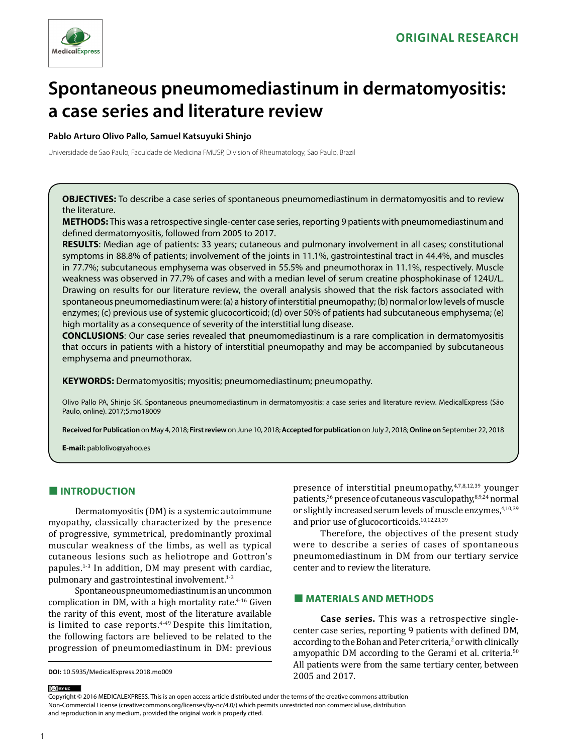ORIGINAL RESEARCH

# Spontaneous pneumomediastinum in dermatomyositis: a case series and literature review

**Pablo Arturo Olivo Pallo, Samuel Katsuyuki Shinjo**

Universidade de Sao Paulo, Faculdade de Medicina FMUSP, Division of Rheumatology, São Paulo, Brazil

**OBJECTIVES:** To describe a case series of spontaneous pneumomediastinum in dermatomyositis and to review the literature.

**METHODS:** This was a retrospective single-center case series, reporting 9 patients with pneumomediastinum and defined dermatomyositis, followed from 2005 to 2017.

**RESULTS**: Median age of patients: 33 years; cutaneous and pulmonary involvement in all cases; constitutional symptoms in 88.8% of patients; involvement of the joints in 11.1%, gastrointestinal tract in 44.4%, and muscles in 77.7%; subcutaneous emphysema was observed in 55.5% and pneumothorax in 11.1%, respectively. Muscle weakness was observed in 77.7% of cases and with a median level of serum creatine phosphokinase of 124U/L. Drawing on results for our literature review, the overall analysis showed that the risk factors associated with spontaneous pneumomediastinum were: (a) a history of interstitial pneumopathy; (b) normal or low levels of muscle enzymes; (c) previous use of systemic glucocorticoid; (d) over 50% of patients had subcutaneous emphysema; (e) high mortality as a consequence of severity of the interstitial lung disease.

**CONCLUSIONS**: Our case series revealed that pneumomediastinum is a rare complication in dermatomyositis that occurs in patients with a history of interstitial pneumopathy and may be accompanied by subcutaneous emphysema and pneumothorax.

**KEYWORDS:** Dermatomyositis; myositis; pneumomediastinum; pneumopathy.

Olivo Pallo PA, Shinjo SK. Spontaneous pneumomediastinum in dermatomyositis: a case series and literature review. MedicalExpress (São Paulo, online). 2017;5:mo18009

**Received for Publication** on May 4, 2018; **First review** on June 10, 2018; **Accepted for publication** on July 2, 2018; **Online on** September 22, 2018

**E-mail:** pablolivo@yahoo.es

## INTRODUCTION

Dermatomyositis (DM) is a systemic autoimmune myopathy, classically characterized by the presence of progressive, symmetrical, predominantly proximal muscular weakness of the limbs, as well as typical cutaneous lesions such as heliotrope and Gottron's papules.[1-3] In addition, DM may present with cardiac, pulmonary and gastrointestinal involvement.[1-3]

Spontaneous pneumomediastinum is an uncommon complication in DM, with a high mortality rate.[4-16] Given the rarity of this event, most of the literature available is limited to case reports.[4-49] Despite this limitation, the following factors are believed to be related to the progression of pneumomediastinum in DM: previous presence of interstitial pneumopathy,[4,7,8,12,39] younger patients,[36] presence of cutaneous vasculopathy,[8,9,24] normal or slightly increased serum levels of muscle enzymes,[4,10,39] and prior use of glucocorticoids.[10,12,23,39]

Therefore, the objectives of the present study were to describe a series of cases of spontaneous pneumomediastinum in DM from our tertiary service center and to review the literature.

## MATERIALS AND METHODS

**Case series.** This was a retrospective single-center case series, reporting 9 patients with defined DM, according to the Bohan and Peter criteria,[2] or with clinically amyopathic DM according to the Gerami et al. criteria.[50] All patients were from the same tertiary center, between 2005 and 2017.

**DOI:** 10.5935/MedicalExpress.2018.mo009

Copyright © 2016 MEDICALEXPRESS. This is an open access article distributed under the terms of the creative commons attribution Non-Commercial License (creativecommons.org/licenses/by-nc/4.0/) which permits unrestricted non commercial use, distribution and reproduction in any medium, provided the original work is properly cited.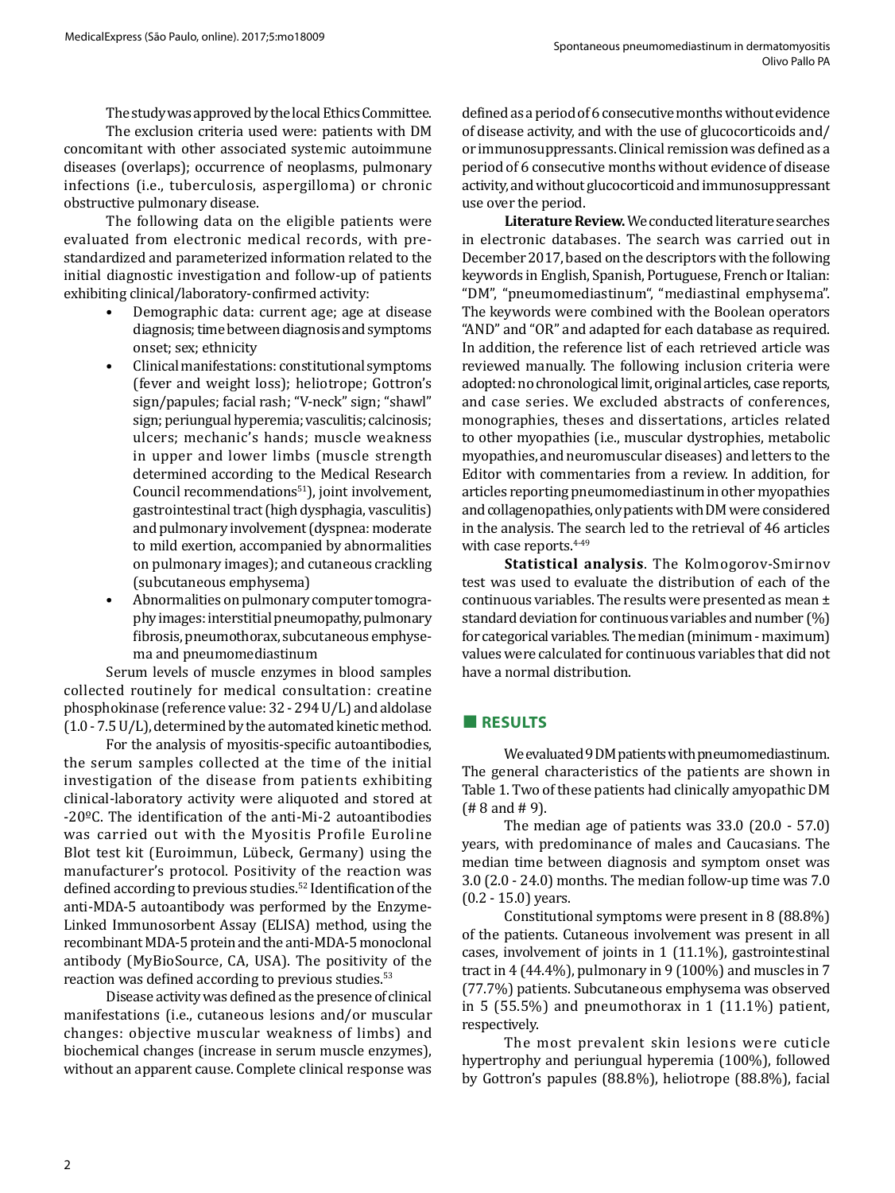The study was approved by the local Ethics Committee.

The exclusion criteria used were: patients with DM concomitant with other associated systemic autoimmune diseases (overlaps); occurrence of neoplasms, pulmonary infections (i.e., tuberculosis, aspergilloma) or chronic obstructive pulmonary disease.

The following data on the eligible patients were evaluated from electronic medical records, with pre-standardized and parameterized information related to the initial diagnostic investigation and follow-up of patients exhibiting clinical/laboratory-confirmed activity:

- Demographic data: current age; age at disease diagnosis; time between diagnosis and symptoms onset; sex; ethnicity
- Clinical manifestations: constitutional symptoms (fever and weight loss); heliotrope; Gottron's sign/papules; facial rash; "V-neck" sign; "shawl" sign; periungual hyperemia; vasculitis; calcinosis; ulcers; mechanic's hands; muscle weakness in upper and lower limbs (muscle strength determined according to the Medical Research Council recommendations[51]), joint involvement, gastrointestinal tract (high dysphagia, vasculitis) and pulmonary involvement (dyspnea: moderate to mild exertion, accompanied by abnormalities on pulmonary images); and cutaneous crackling (subcutaneous emphysema)
- Abnormalities on pulmonary computer tomography images: interstitial pneumopathy, pulmonary fibrosis, pneumothorax, subcutaneous emphysema and pneumomediastinum

Serum levels of muscle enzymes in blood samples collected routinely for medical consultation: creatine phosphokinase (reference value: 32 - 294 U/L) and aldolase (1.0 - 7.5 U/L), determined by the automated kinetic method.

For the analysis of myositis-specific autoantibodies, the serum samples collected at the time of the initial investigation of the disease from patients exhibiting clinical-laboratory activity were aliquoted and stored at -20ºC. The identification of the anti-Mi-2 autoantibodies was carried out with the Myositis Profile Euroline Blot test kit (Euroimmun, Lübeck, Germany) using the manufacturer's protocol. Positivity of the reaction was defined according to previous studies.[52] Identification of the anti-MDA-5 autoantibody was performed by the Enzyme-Linked Immunosorbent Assay (ELISA) method, using the recombinant MDA-5 protein and the anti-MDA-5 monoclonal antibody (MyBioSource, CA, USA). The positivity of the reaction was defined according to previous studies.[53]

Disease activity was defined as the presence of clinical manifestations (i.e., cutaneous lesions and/or muscular changes: objective muscular weakness of limbs) and biochemical changes (increase in serum muscle enzymes), without an apparent cause. Complete clinical response was defined as a period of 6 consecutive months without evidence of disease activity, and with the use of glucocorticoids and/or immunosuppressants. Clinical remission was defined as a period of 6 consecutive months without evidence of disease activity, and without glucocorticoid and immunosuppressant use over the period.

**Literature Review.** We conducted literature searches in electronic databases. The search was carried out in December 2017, based on the descriptors with the following keywords in English, Spanish, Portuguese, French or Italian: "DM", "pneumomediastinum", "mediastinal emphysema". The keywords were combined with the Boolean operators "AND" and "OR" and adapted for each database as required. In addition, the reference list of each retrieved article was reviewed manually. The following inclusion criteria were adopted: no chronological limit, original articles, case reports, and case series. We excluded abstracts of conferences, monographies, theses and dissertations, articles related to other myopathies (i.e., muscular dystrophies, metabolic myopathies, and neuromuscular diseases) and letters to the Editor with commentaries from a review. In addition, for articles reporting pneumomediastinum in other myopathies and collagenopathies, only patients with DM were considered in the analysis. The search led to the retrieval of 46 articles with case reports.[4-49]

**Statistical analysis**. The Kolmogorov-Smirnov test was used to evaluate the distribution of each of the continuous variables. The results were presented as mean ± standard deviation for continuous variables and number (%) for categorical variables. The median (minimum - maximum) values were calculated for continuous variables that did not have a normal distribution.

## RESULTS

We evaluated 9 DM patients with pneumomediastinum. The general characteristics of the patients are shown in Table 1. Two of these patients had clinically amyopathic DM (# 8 and # 9).

The median age of patients was 33.0 (20.0 - 57.0) years, with predominance of males and Caucasians. The median time between diagnosis and symptom onset was 3.0 (2.0 - 24.0) months. The median follow-up time was 7.0 (0.2 - 15.0) years.

Constitutional symptoms were present in 8 (88.8%) of the patients. Cutaneous involvement was present in all cases, involvement of joints in 1 (11.1%), gastrointestinal tract in 4 (44.4%), pulmonary in 9 (100%) and muscles in 7 (77.7%) patients. Subcutaneous emphysema was observed in 5 (55.5%) and pneumothorax in 1 (11.1%) patient, respectively.

The most prevalent skin lesions were cuticle hypertrophy and periungual hyperemia (100%), followed by Gottron's papules (88.8%), heliotrope (88.8%), facial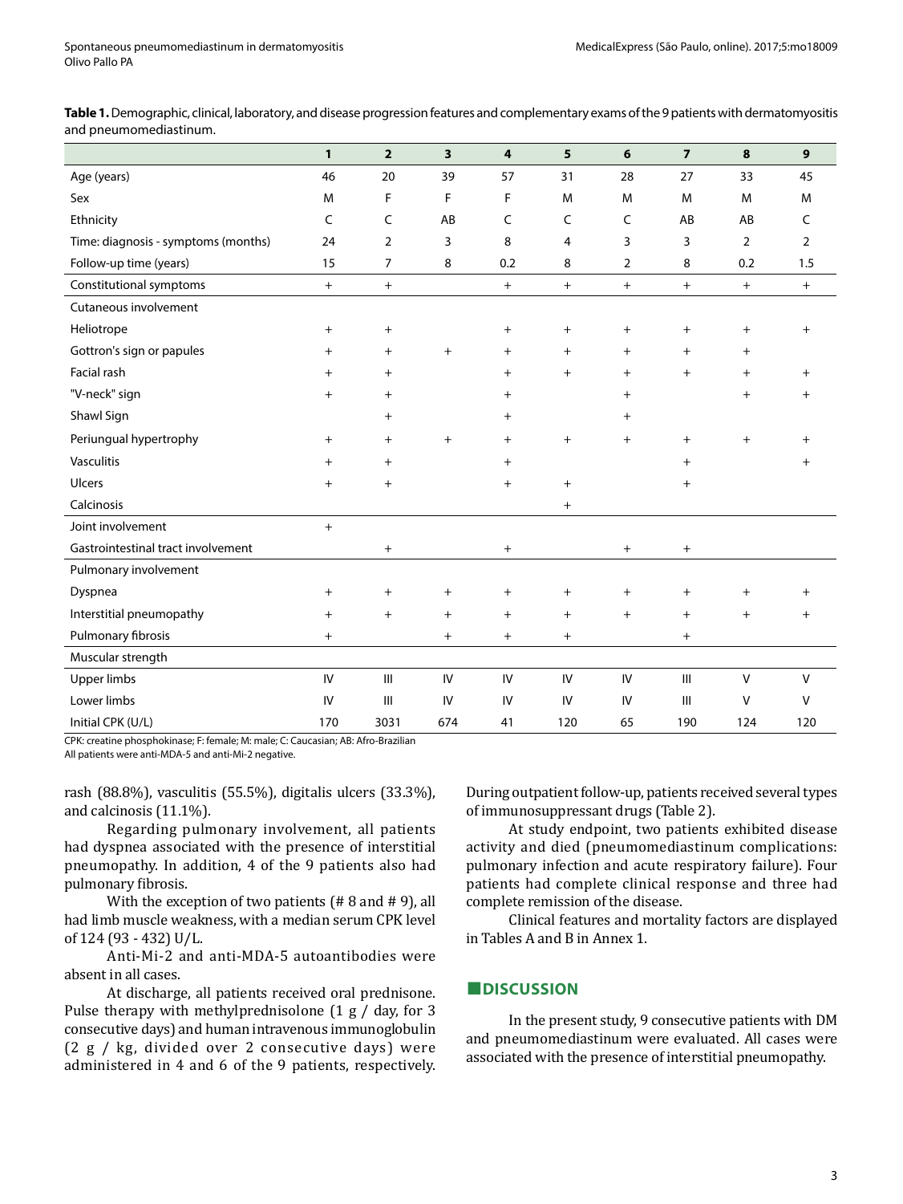**Table 1.** Demographic, clinical, laboratory, and disease progression features and complementary exams of the 9 patients with dermatomyositis and pneumomediastinum.

| | 1 | 2 | 3 | 4 | 5 | 6 | 7 | 8 | 9 |
|---|---|---|---|---|---|---|---|---|---|
| Age (years) | 46 | 20 | 39 | 57 | 31 | 28 | 27 | 33 | 45 |
| Sex | M | F | F | F | M | M | M | M | M |
| Ethnicity | C | C | AB | C | C | C | AB | AB | C |
| Time: diagnosis - symptoms (months) | 24 | 2 | 3 | 8 | 4 | 3 | 3 | 2 | 2 |
| Follow-up time (years) | 15 | 7 | 8 | 0.2 | 8 | 2 | 8 | 0.2 | 1.5 |
| Constitutional symptoms | + | + | | + | + | + | + | + | + |
| Cutaneous involvement | | | | | | | | | |
| Heliotrope | + | + | | + | + | + | + | + | + |
| Gottron's sign or papules | + | + | + | + | + | + | + | + | |
| Facial rash | + | + | | + | + | + | + | + | + |
| "V-neck" sign | + | + | | + | | + | | + | + |
| Shawl Sign | | + | | + | | + | | | |
| Periungual hypertrophy | + | + | + | + | + | + | + | + | + |
| Vasculitis | + | + | | + | | | + | | + |
| Ulcers | + | + | | + | + | | + | | |
| Calcinosis | | | | | + | | | | |
| Joint involvement | + | | | | | | | | |
| Gastrointestinal tract involvement | | + | | + | | + | + | | |
| Pulmonary involvement | | | | | | | | | |
| Dyspnea | + | + | + | + | + | + | + | + | + |
| Interstitial pneumopathy | + | + | + | + | + | + | + | + | + |
| Pulmonary fibrosis | + | | + | + | + | | + | | |
| Muscular strength | | | | | | | | | |
| Upper limbs | IV | III | IV | IV | IV | IV | III | V | V |
| Lower limbs | IV | III | IV | IV | IV | IV | III | V | V |
| Initial CPK (U/L) | 170 | 3031 | 674 | 41 | 120 | 65 | 190 | 124 | 120 |

CPK: creatine phosphokinase; F: female; M: male; C: Caucasian; AB: Afro-Brazilian
All patients were anti-MDA-5 and anti-Mi-2 negative.

rash (88.8%), vasculitis (55.5%), digitalis ulcers (33.3%), and calcinosis (11.1%).

Regarding pulmonary involvement, all patients had dyspnea associated with the presence of interstitial pneumopathy. In addition, 4 of the 9 patients also had pulmonary fibrosis.

With the exception of two patients (# 8 and # 9), all had limb muscle weakness, with a median serum CPK level of 124 (93 - 432) U/L.

Anti-Mi-2 and anti-MDA-5 autoantibodies were absent in all cases.

At discharge, all patients received oral prednisone. Pulse therapy with methylprednisolone (1 g / day, for 3 consecutive days) and human intravenous immunoglobulin (2 g / kg, divided over 2 consecutive days) were administered in 4 and 6 of the 9 patients, respectively. During outpatient follow-up, patients received several types of immunosuppressant drugs (Table 2).

At study endpoint, two patients exhibited disease activity and died (pneumomediastinum complications: pulmonary infection and acute respiratory failure). Four patients had complete clinical response and three had complete remission of the disease.

Clinical features and mortality factors are displayed in Tables A and B in Annex 1.

## DISCUSSION

In the present study, 9 consecutive patients with DM and pneumomediastinum were evaluated. All cases were associated with the presence of interstitial pneumopathy.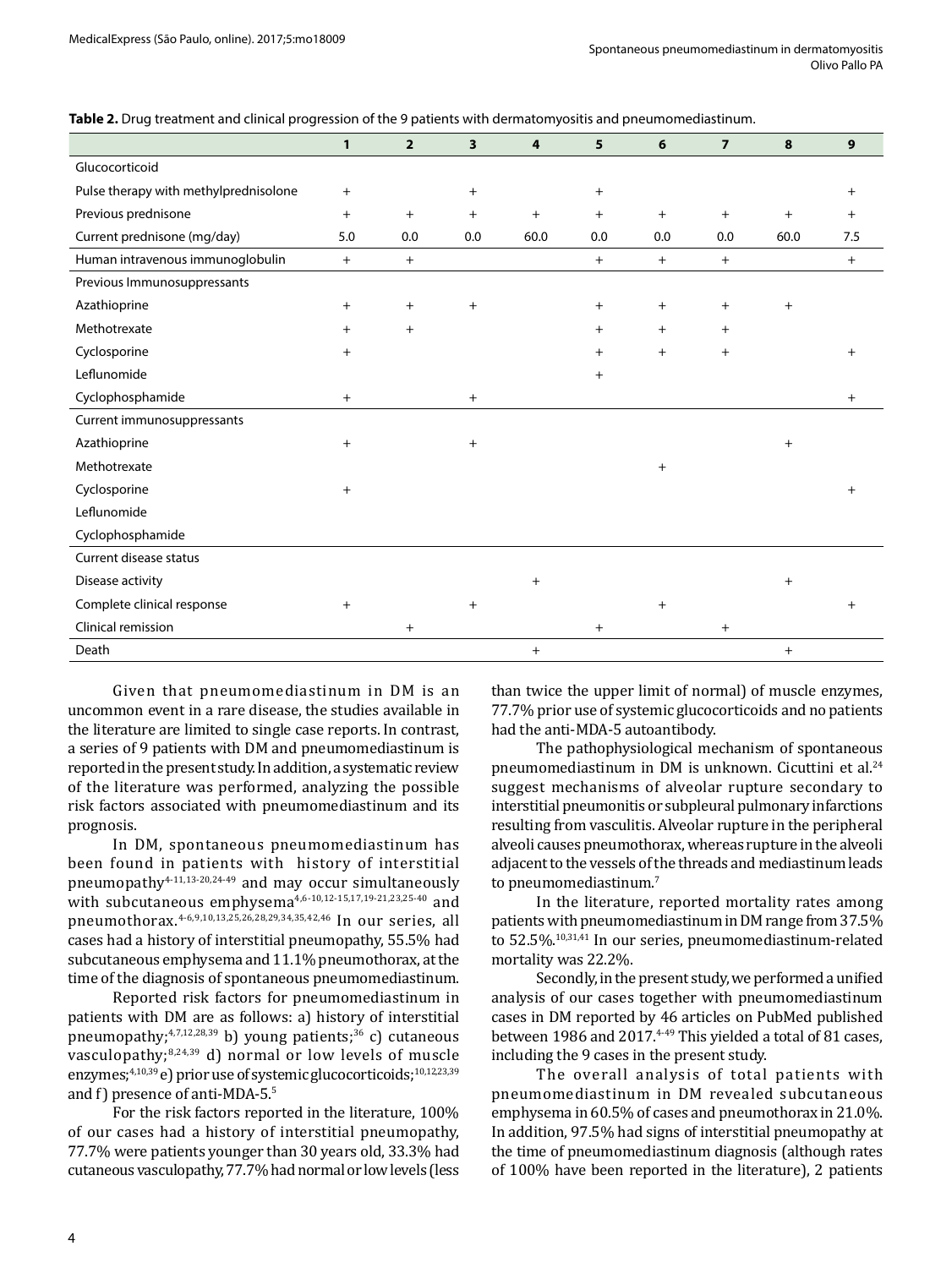**Table 2.** Drug treatment and clinical progression of the 9 patients with dermatomyositis and pneumomediastinum.

| | 1 | 2 | 3 | 4 | 5 | 6 | 7 | 8 | 9 |
|---|---|---|---|---|---|---|---|---|---|
| Glucocorticoid | | | | | | | | | |
| Pulse therapy with methylprednisolone | + | | + | | + | | | | + |
| Previous prednisone | + | + | + | + | + | + | + | + | + |
| Current prednisone (mg/day) | 5.0 | 0.0 | 0.0 | 60.0 | 0.0 | 0.0 | 0.0 | 60.0 | 7.5 |
| Human intravenous immunoglobulin | + | + | | | + | + | + | | + |
| Previous Immunosuppressants | | | | | | | | | |
| Azathioprine | + | + | + | | + | + | + | + | |
| Methotrexate | + | + | | | + | + | + | | |
| Cyclosporine | + | | | | + | + | + | | + |
| Leflunomide | | | | | + | | | | |
| Cyclophosphamide | + | | + | | | | | | + |
| Current immunosuppressants | | | | | | | | | |
| Azathioprine | + | | + | | | | | + | |
| Methotrexate | | | | | | + | | | |
| Cyclosporine | + | | | | | | | | + |
| Leflunomide | | | | | | | | | |
| Cyclophosphamide | | | | | | | | | |
| Current disease status | | | | | | | | | |
| Disease activity | | | | + | | | | + | |
| Complete clinical response | + | | + | | | + | | | + |
| Clinical remission | | + | | | + | | + | | |
| Death | | | | + | | | | + | |

Given that pneumomediastinum in DM is an uncommon event in a rare disease, the studies available in the literature are limited to single case reports. In contrast, a series of 9 patients with DM and pneumomediastinum is reported in the present study. In addition, a systematic review of the literature was performed, analyzing the possible risk factors associated with pneumomediastinum and its prognosis.

In DM, spontaneous pneumomediastinum has been found in patients with history of interstitial pneumopathy[4-11,13-20,24-49] and may occur simultaneously with subcutaneous emphysema[4,6-10,12-15,17,19-21,23,25-40] and pneumothorax.[4-6,9,10,13,25,26,28,29,34,35,42,46] In our series, all cases had a history of interstitial pneumopathy, 55.5% had subcutaneous emphysema and 11.1% pneumothorax, at the time of the diagnosis of spontaneous pneumomediastinum.

Reported risk factors for pneumomediastinum in patients with DM are as follows: a) history of interstitial pneumopathy;[4,7,12,28,39] b) young patients;[36] c) cutaneous vasculopathy;[8,24,39] d) normal or low levels of muscle enzymes;[4,10,39] e) prior use of systemic glucocorticoids;[10,12,23,39] and f) presence of anti-MDA-5.[5]

For the risk factors reported in the literature, 100% of our cases had a history of interstitial pneumopathy, 77.7% were patients younger than 30 years old, 33.3% had cutaneous vasculopathy, 77.7% had normal or low levels (less than twice the upper limit of normal) of muscle enzymes, 77.7% prior use of systemic glucocorticoids and no patients had the anti-MDA-5 autoantibody.

The pathophysiological mechanism of spontaneous pneumomediastinum in DM is unknown. Cicuttini et al.[24] suggest mechanisms of alveolar rupture secondary to interstitial pneumonitis or subpleural pulmonary infarctions resulting from vasculitis. Alveolar rupture in the peripheral alveoli causes pneumothorax, whereas rupture in the alveoli adjacent to the vessels of the threads and mediastinum leads to pneumomediastinum.[7]

In the literature, reported mortality rates among patients with pneumomediastinum in DM range from 37.5% to 52.5%.[10,31,41] In our series, pneumomediastinum-related mortality was 22.2%.

Secondly, in the present study, we performed a unified analysis of our cases together with pneumomediastinum cases in DM reported by 46 articles on PubMed published between 1986 and 2017.[4-49] This yielded a total of 81 cases, including the 9 cases in the present study.

The overall analysis of total patients with pneumomediastinum in DM revealed subcutaneous emphysema in 60.5% of cases and pneumothorax in 21.0%. In addition, 97.5% had signs of interstitial pneumopathy at the time of pneumomediastinum diagnosis (although rates of 100% have been reported in the literature), 2 patients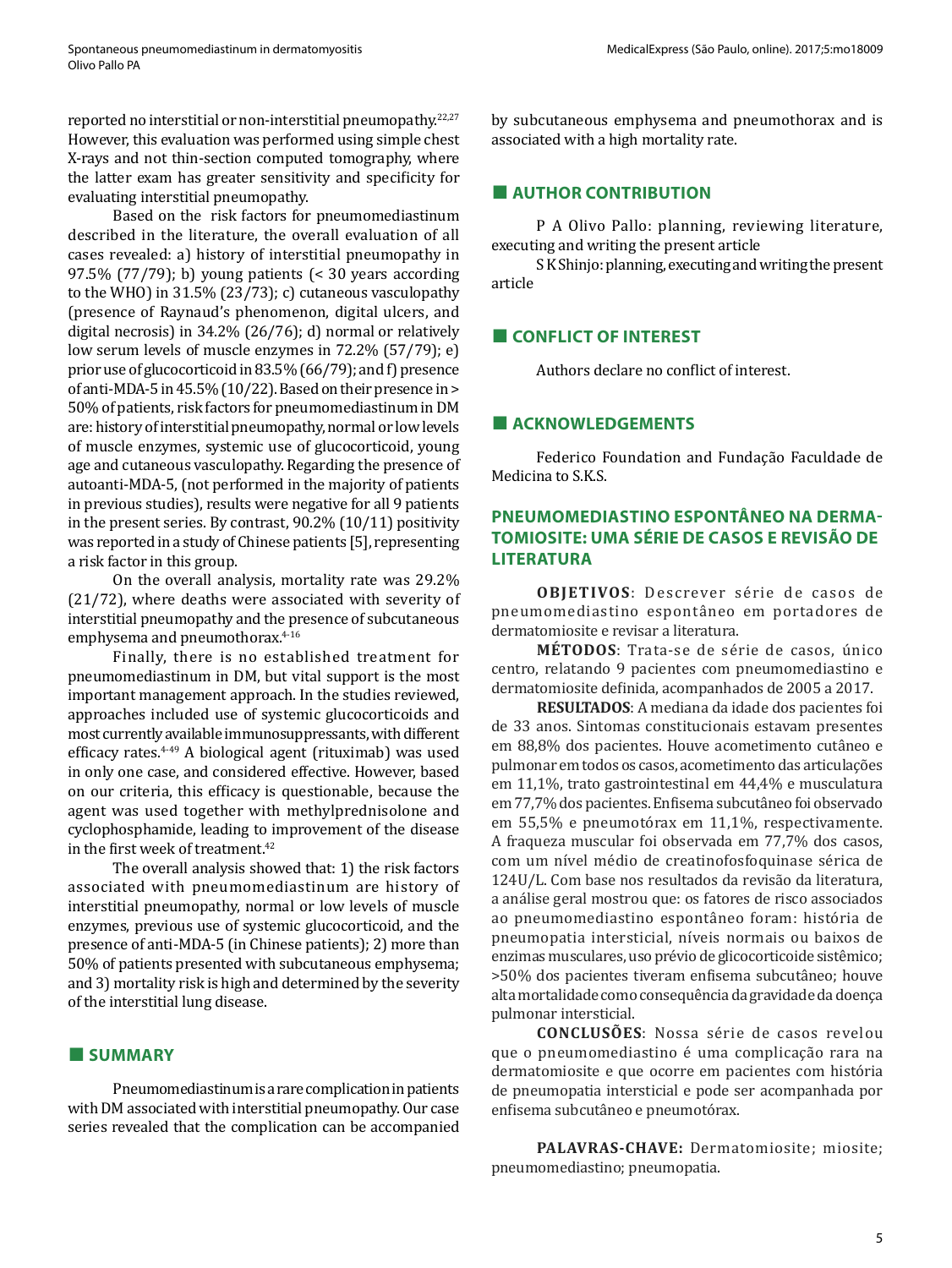reported no interstitial or non-interstitial pneumopathy.[22,27] However, this evaluation was performed using simple chest X-rays and not thin-section computed tomography, where the latter exam has greater sensitivity and specificity for evaluating interstitial pneumopathy.

Based on the risk factors for pneumomediastinum described in the literature, the overall evaluation of all cases revealed: a) history of interstitial pneumopathy in 97.5% (77/79); b) young patients (< 30 years according to the WHO) in 31.5% (23/73); c) cutaneous vasculopathy (presence of Raynaud's phenomenon, digital ulcers, and digital necrosis) in 34.2% (26/76); d) normal or relatively low serum levels of muscle enzymes in 72.2% (57/79); e) prior use of glucocorticoid in 83.5% (66/79); and f) presence of anti-MDA-5 in 45.5% (10/22). Based on their presence in > 50% of patients, risk factors for pneumomediastinum in DM are: history of interstitial pneumopathy, normal or low levels of muscle enzymes, systemic use of glucocorticoid, young age and cutaneous vasculopathy. Regarding the presence of autoanti-MDA-5, (not performed in the majority of patients in previous studies), results were negative for all 9 patients in the present series. By contrast, 90.2% (10/11) positivity was reported in a study of Chinese patients [5], representing a risk factor in this group.

On the overall analysis, mortality rate was 29.2% (21/72), where deaths were associated with severity of interstitial pneumopathy and the presence of subcutaneous emphysema and pneumothorax.[4-16]

Finally, there is no established treatment for pneumomediastinum in DM, but vital support is the most important management approach. In the studies reviewed, approaches included use of systemic glucocorticoids and most currently available immunosuppressants, with different efficacy rates.[4-49] A biological agent (rituximab) was used in only one case, and considered effective. However, based on our criteria, this efficacy is questionable, because the agent was used together with methylprednisolone and cyclophosphamide, leading to improvement of the disease in the first week of treatment.[42]

The overall analysis showed that: 1) the risk factors associated with pneumomediastinum are history of interstitial pneumopathy, normal or low levels of muscle enzymes, previous use of systemic glucocorticoid, and the presence of anti-MDA-5 (in Chinese patients); 2) more than 50% of patients presented with subcutaneous emphysema; and 3) mortality risk is high and determined by the severity of the interstitial lung disease.

## SUMMARY

Pneumomediastinum is a rare complication in patients with DM associated with interstitial pneumopathy. Our case series revealed that the complication can be accompanied by subcutaneous emphysema and pneumothorax and is associated with a high mortality rate.

## AUTHOR CONTRIBUTION

P A Olivo Pallo: planning, reviewing literature, executing and writing the present article

S K Shinjo: planning, executing and writing the present article

## CONFLICT OF INTEREST

Authors declare no conflict of interest.

## ACKNOWLEDGEMENTS

Federico Foundation and Fundação Faculdade de Medicina to S.K.S.

## PNEUMOMEDIASTINO ESPONTÂNEO NA DERMATOMIOSITE: UMA SÉRIE DE CASOS E REVISÃO DE LITERATURA

**OBJETIVOS**: Descrever série de casos de pneumomediastino espontâneo em portadores de dermatomiosite e revisar a literatura.

**MÉTODOS**: Trata-se de série de casos, único centro, relatando 9 pacientes com pneumomediastino e dermatomiosite definida, acompanhados de 2005 a 2017.

**RESULTADOS**: A mediana da idade dos pacientes foi de 33 anos. Sintomas constitucionais estavam presentes em 88,8% dos pacientes. Houve acometimento cutâneo e pulmonar em todos os casos, acometimento das articulações em 11,1%, trato gastrointestinal em 44,4% e musculatura em 77,7% dos pacientes. Enfisema subcutâneo foi observado em 55,5% e pneumotórax em 11,1%, respectivamente. A fraqueza muscular foi observada em 77,7% dos casos, com um nível médio de creatinofosfoquinase sérica de 124U/L. Com base nos resultados da revisão da literatura, a análise geral mostrou que: os fatores de risco associados ao pneumomediastino espontâneo foram: história de pneumopatia intersticial, níveis normais ou baixos de enzimas musculares, uso prévio de glicocorticoide sistêmico; >50% dos pacientes tiveram enfisema subcutâneo; houve alta mortalidade como consequência da gravidade da doença pulmonar intersticial.

**CONCLUSÕES**: Nossa série de casos revelou que o pneumomediastino é uma complicação rara na dermatomiosite e que ocorre em pacientes com história de pneumopatia intersticial e pode ser acompanhada por enfisema subcutâneo e pneumotórax.

**PALAVRAS-CHAVE:** Dermatomiosite; miosite; pneumomediastino; pneumopatia.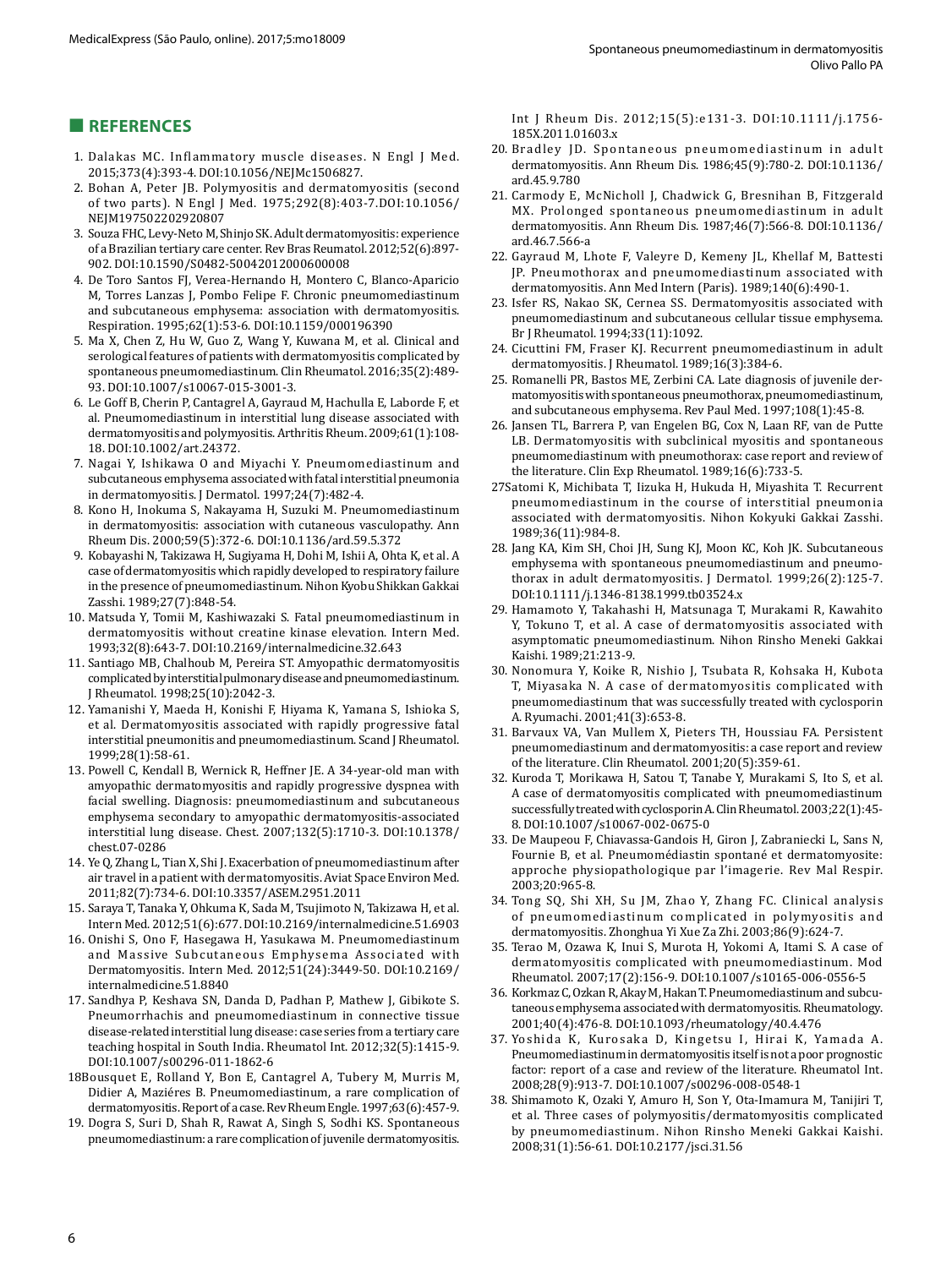## REFERENCES

1. Dalakas MC. Inflammatory muscle diseases. N Engl J Med. 2015;373(4):393-4. DOI:10.1056/NEJMc1506827.
2. Bohan A, Peter JB. Polymyositis and dermatomyositis (second of two parts). N Engl J Med. 1975;292(8):403-7.DOI:10.1056/NEJM197502202920807
3. Souza FHC, Levy-Neto M, Shinjo SK. Adult dermatomyositis: experience of a Brazilian tertiary care center. Rev Bras Reumatol. 2012;52(6):897-902. DOI:10.1590/S0482-50042012000600008
4. De Toro Santos FJ, Verea-Hernando H, Montero C, Blanco-Aparicio M, Torres Lanzas J, Pombo Felipe F. Chronic pneumomediastinum and subcutaneous emphysema: association with dermatomyositis. Respiration. 1995;62(1):53-6. DOI:10.1159/000196390
5. Ma X, Chen Z, Hu W, Guo Z, Wang Y, Kuwana M, et al. Clinical and serological features of patients with dermatomyositis complicated by spontaneous pneumomediastinum. Clin Rheumatol. 2016;35(2):489-93. DOI:10.1007/s10067-015-3001-3.
6. Le Goff B, Cherin P, Cantagrel A, Gayraud M, Hachulla E, Laborde F, et al. Pneumomediastinum in interstitial lung disease associated with dermatomyositis and polymyositis. Arthritis Rheum. 2009;61(1):108-18. DOI:10.1002/art.24372.
7. Nagai Y, Ishikawa O and Miyachi Y. Pneumomediastinum and subcutaneous emphysema associated with fatal interstitial pneumonia in dermatomyositis. J Dermatol. 1997;24(7):482-4.
8. Kono H, Inokuma S, Nakayama H, Suzuki M. Pneumomediastinum in dermatomyositis: association with cutaneous vasculopathy. Ann Rheum Dis. 2000;59(5):372-6. DOI:10.1136/ard.59.5.372
9. Kobayashi N, Takizawa H, Sugiyama H, Dohi M, Ishii A, Ohta K, et al. A case of dermatomyositis which rapidly developed to respiratory failure in the presence of pneumomediastinum. Nihon Kyobu Shikkan Gakkai Zasshi. 1989;27(7):848-54.
10. Matsuda Y, Tomii M, Kashiwazaki S. Fatal pneumomediastinum in dermatomyositis without creatine kinase elevation. Intern Med. 1993;32(8):643-7. DOI:10.2169/internalmedicine.32.643
11. Santiago MB, Chalhoub M, Pereira ST. Amyopathic dermatomyositis complicated by interstitial pulmonary disease and pneumomediastinum. J Rheumatol. 1998;25(10):2042-3.
12. Yamanishi Y, Maeda H, Konishi F, Hiyama K, Yamana S, Ishioka S, et al. Dermatomyositis associated with rapidly progressive fatal interstitial pneumonitis and pneumomediastinum. Scand J Rheumatol. 1999;28(1):58-61.
13. Powell C, Kendall B, Wernick R, Heffner JE. A 34-year-old man with amyopathic dermatomyositis and rapidly progressive dyspnea with facial swelling. Diagnosis: pneumomediastinum and subcutaneous emphysema secondary to amyopathic dermatomyositis-associated interstitial lung disease. Chest. 2007;132(5):1710-3. DOI:10.1378/chest.07-0286
14. Ye Q, Zhang L, Tian X, Shi J. Exacerbation of pneumomediastinum after air travel in a patient with dermatomyositis. Aviat Space Environ Med. 2011;82(7):734-6. DOI:10.3357/ASEM.2951.2011
15. Saraya T, Tanaka Y, Ohkuma K, Sada M, Tsujimoto N, Takizawa H, et al. Intern Med. 2012;51(6):677. DOI:10.2169/internalmedicine.51.6903
16. Onishi S, Ono F, Hasegawa H, Yasukawa M. Pneumomediastinum and Massive Subcutaneous Emphysema Associated with Dermatomyositis. Intern Med. 2012;51(24):3449-50. DOI:10.2169/internalmedicine.51.8840
17. Sandhya P, Keshava SN, Danda D, Padhan P, Mathew J, Gibikote S. Pneumorrhachis and pneumomediastinum in connective tissue disease-related interstitial lung disease: case series from a tertiary care teaching hospital in South India. Rheumatol Int. 2012;32(5):1415-9. DOI:10.1007/s00296-011-1862-6
18. Bousquet E, Rolland Y, Bon E, Cantagrel A, Tubery M, Murris M, Didier A, Maziéres B. Pneumomediastinum, a rare complication of dermatomyositis. Report of a case. Rev Rheum Engle. 1997;63(6):457-9.
19. Dogra S, Suri D, Shah R, Rawat A, Singh S, Sodhi KS. Spontaneous pneumomediastinum: a rare complication of juvenile dermatomyositis. Int J Rheum Dis. 2012;15(5):e131-3. DOI:10.1111/j.1756-185X.2011.01603.x
20. Bradley JD. Spontaneous pneumomediastinum in adult dermatomyositis. Ann Rheum Dis. 1986;45(9):780-2. DOI:10.1136/ard.45.9.780
21. Carmody E, McNicholl J, Chadwick G, Bresnihan B, Fitzgerald MX. Prolonged spontaneous pneumomediastinum in adult dermatomyositis. Ann Rheum Dis. 1987;46(7):566-8. DOI:10.1136/ard.46.7.566-a
22. Gayraud M, Lhote F, Valeyre D, Kemeny JL, Khellaf M, Battesti JP. Pneumothorax and pneumomediastinum associated with dermatomyositis. Ann Med Intern (Paris). 1989;140(6):490-1.
23. Isfer RS, Nakao SK, Cernea SS. Dermatomyositis associated with pneumomediastinum and subcutaneous cellular tissue emphysema. Br J Rheumatol. 1994;33(11):1092.
24. Cicuttini FM, Fraser KJ. Recurrent pneumomediastinum in adult dermatomyositis. J Rheumatol. 1989;16(3):384-6.
25. Romanelli PR, Bastos ME, Zerbini CA. Late diagnosis of juvenile dermatomyositis with spontaneous pneumothorax, pneumomediastinum, and subcutaneous emphysema. Rev Paul Med. 1997;108(1):45-8.
26. Jansen TL, Barrera P, van Engelen BG, Cox N, Laan RF, van de Putte LB. Dermatomyositis with subclinical myositis and spontaneous pneumomediastinum with pneumothorax: case report and review of the literature. Clin Exp Rheumatol. 1989;16(6):733-5.
27. Satomi K, Michibata T, Iizuka H, Hukuda H, Miyashita T. Recurrent pneumomediastinum in the course of interstitial pneumonia associated with dermatomyositis. Nihon Kokyuki Gakkai Zasshi. 1989;36(11):984-8.
28. Jang KA, Kim SH, Choi JH, Sung KJ, Moon KC, Koh JK. Subcutaneous emphysema with spontaneous pneumomediastinum and pneumothorax in adult dermatomyositis. J Dermatol. 1999;26(2):125-7. DOI:10.1111/j.1346-8138.1999.tb03524.x
29. Hamamoto Y, Takahashi H, Matsunaga T, Murakami R, Kawahito Y, Tokuno T, et al. A case of dermatomyositis associated with asymptomatic pneumomediastinum. Nihon Rinsho Meneki Gakkai Kaishi. 1989;21:213-9.
30. Nonomura Y, Koike R, Nishio J, Tsubata R, Kohsaka H, Kubota T, Miyasaka N. A case of dermatomyositis complicated with pneumomediastinum that was successfully treated with cyclosporin A. Ryumachi. 2001;41(3):653-8.
31. Barvaux VA, Van Mullem X, Pieters TH, Houssiau FA. Persistent pneumomediastinum and dermatomyositis: a case report and review of the literature. Clin Rheumatol. 2001;20(5):359-61.
32. Kuroda T, Morikawa H, Satou T, Tanabe Y, Murakami S, Ito S, et al. A case of dermatomyositis complicated with pneumomediastinum successfully treated with cyclosporin A. Clin Rheumatol. 2003;22(1):45-8. DOI:10.1007/s10067-002-0675-0
33. De Maupeou F, Chiavassa-Gandois H, Giron J, Zabraniecki L, Sans N, Fournie B, et al. Pneumomédiastin spontané et dermatomyosite: approche physiopathologique par l'imagerie. Rev Mal Respir. 2003;20:965-8.
34. Tong SQ, Shi XH, Su JM, Zhao Y, Zhang FC. Clinical analysis of pneumomediastinum complicated in polymyositis and dermatomyositis. Zhonghua Yi Xue Za Zhi. 2003;86(9):624-7.
35. Terao M, Ozawa K, Inui S, Murota H, Yokomi A, Itami S. A case of dermatomyositis complicated with pneumomediastinum. Mod Rheumatol. 2007;17(2):156-9. DOI:10.1007/s10165-006-0556-5
36. Korkmaz C, Ozkan R, Akay M, Hakan T. Pneumomediastinum and subcutaneous emphysema associated with dermatomyositis. Rheumatology. 2001;40(4):476-8. DOI:10.1093/rheumatology/40.4.476
37. Yoshida K, Kurosaka D, Kingetsu I, Hirai K, Yamada A. Pneumomediastinum in dermatomyositis itself is not a poor prognostic factor: report of a case and review of the literature. Rheumatol Int. 2008;28(9):913-7. DOI:10.1007/s00296-008-0548-1
38. Shimamoto K, Ozaki Y, Amuro H, Son Y, Ota-Imamura M, Tanijiri T, et al. Three cases of polymyositis/dermatomyositis complicated by pneumomediastinum. Nihon Rinsho Meneki Gakkai Kaishi. 2008;31(1):56-61. DOI:10.2177/jsci.31.56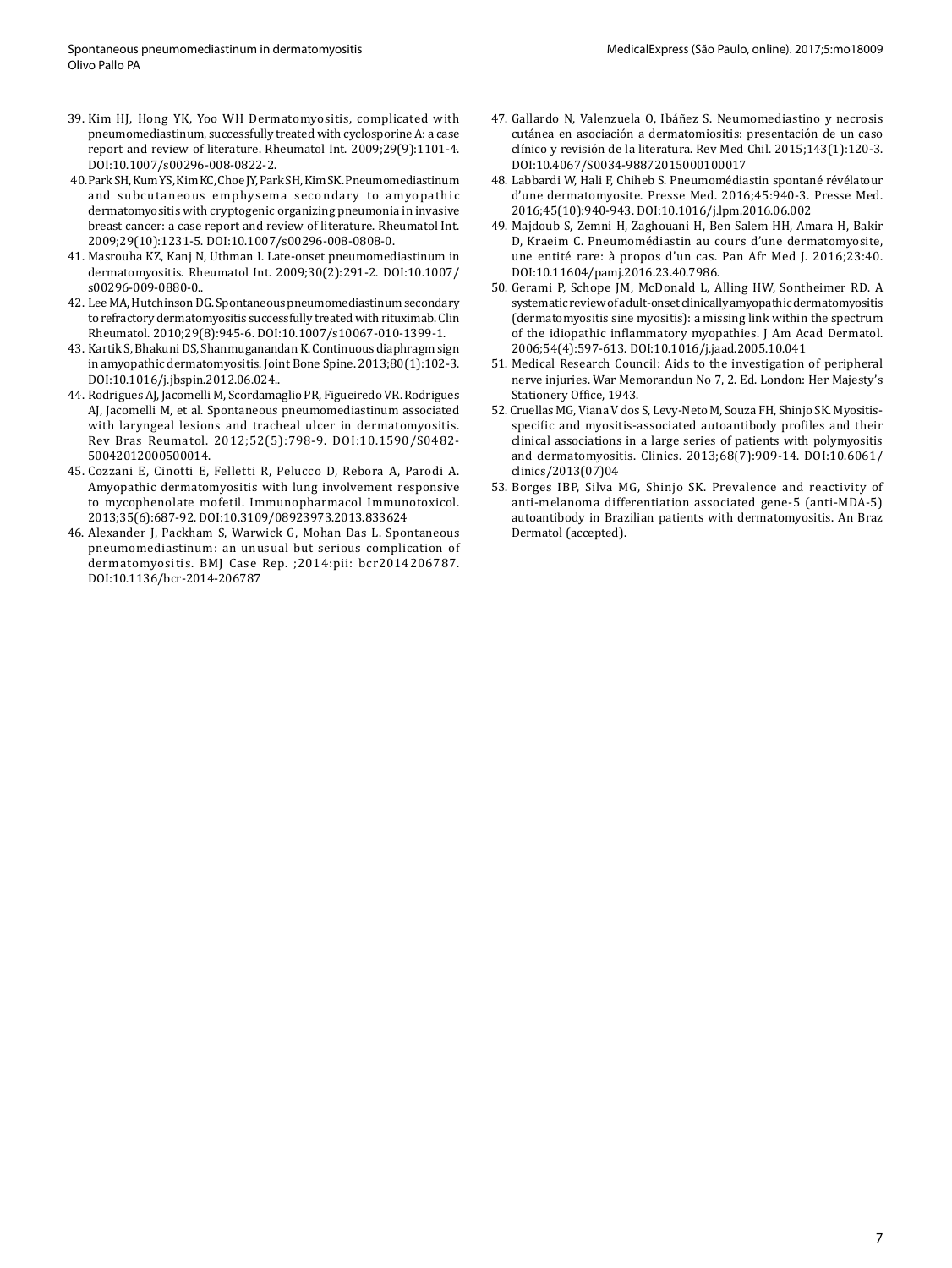39. Kim HJ, Hong YK, Yoo WH Dermatomyositis, complicated with pneumomediastinum, successfully treated with cyclosporine A: a case report and review of literature. Rheumatol Int. 2009;29(9):1101-4. DOI:10.1007/s00296-008-0822-2.
40. Park SH, Kum YS, Kim KC, Choe JY, Park SH, Kim SK. Pneumomediastinum and subcutaneous emphysema secondary to amyopathic dermatomyositis with cryptogenic organizing pneumonia in invasive breast cancer: a case report and review of literature. Rheumatol Int. 2009;29(10):1231-5. DOI:10.1007/s00296-008-0808-0.
41. Masrouha KZ, Kanj N, Uthman I. Late-onset pneumomediastinum in dermatomyositis. Rheumatol Int. 2009;30(2):291-2. DOI:10.1007/s00296-009-0880-0..
42. Lee MA, Hutchinson DG. Spontaneous pneumomediastinum secondary to refractory dermatomyositis successfully treated with rituximab. Clin Rheumatol. 2010;29(8):945-6. DOI:10.1007/s10067-010-1399-1.
43. Kartik S, Bhakuni DS, Shanmuganandan K. Continuous diaphragm sign in amyopathic dermatomyositis. Joint Bone Spine. 2013;80(1):102-3. DOI:10.1016/j.jbspin.2012.06.024..
44. Rodrigues AJ, Jacomelli M, Scordamaglio PR, Figueiredo VR. Rodrigues AJ, Jacomelli M, et al. Spontaneous pneumomediastinum associated with laryngeal lesions and tracheal ulcer in dermatomyositis. Rev Bras Reumatol. 2012;52(5):798-9. DOI:10.1590/S0482-50042012000500014.
45. Cozzani E, Cinotti E, Felletti R, Pelucco D, Rebora A, Parodi A. Amyopathic dermatomyositis with lung involvement responsive to mycophenolate mofetil. Immunopharmacol Immunotoxicol. 2013;35(6):687-92. DOI:10.3109/08923973.2013.833624
46. Alexander J, Packham S, Warwick G, Mohan Das L. Spontaneous pneumomediastinum: an unusual but serious complication of dermatomyositis. BMJ Case Rep. ;2014:pii: bcr2014206787. DOI:10.1136/bcr-2014-206787
47. Gallardo N, Valenzuela O, Ibáñez S. Neumomediastino y necrosis cutánea en asociación a dermatomiositis: presentación de un caso clínico y revisión de la literatura. Rev Med Chil. 2015;143(1):120-3. DOI:10.4067/S0034-98872015000100017
48. Labbardi W, Hali F, Chiheb S. Pneumomédiastin spontané révélatour d'une dermatomyosite. Presse Med. 2016;45:940-3. Presse Med. 2016;45(10):940-943. DOI:10.1016/j.lpm.2016.06.002
49. Majdoub S, Zemni H, Zaghouani H, Ben Salem HH, Amara H, Bakir D, Kraeim C. Pneumomédiastin au cours d'une dermatomyosite, une entité rare: à propos d'un cas. Pan Afr Med J. 2016;23:40. DOI:10.11604/pamj.2016.23.40.7986.
50. Gerami P, Schope JM, McDonald L, Alling HW, Sontheimer RD. A systematic review of adult-onset clinically amyopathic dermatomyositis (dermatomyositis sine myositis): a missing link within the spectrum of the idiopathic inflammatory myopathies. J Am Acad Dermatol. 2006;54(4):597-613. DOI:10.1016/j.jaad.2005.10.041
51. Medical Research Council: Aids to the investigation of peripheral nerve injuries. War Memorandun No 7, 2. Ed. London: Her Majesty's Stationery Office, 1943.
52. Cruellas MG, Viana V dos S, Levy-Neto M, Souza FH, Shinjo SK. Myositis-specific and myositis-associated autoantibody profiles and their clinical associations in a large series of patients with polymyositis and dermatomyositis. Clinics. 2013;68(7):909-14. DOI:10.6061/clinics/2013(07)04
53. Borges IBP, Silva MG, Shinjo SK. Prevalence and reactivity of anti-melanoma differentiation associated gene-5 (anti-MDA-5) autoantibody in Brazilian patients with dermatomyositis. An Braz Dermatol (accepted).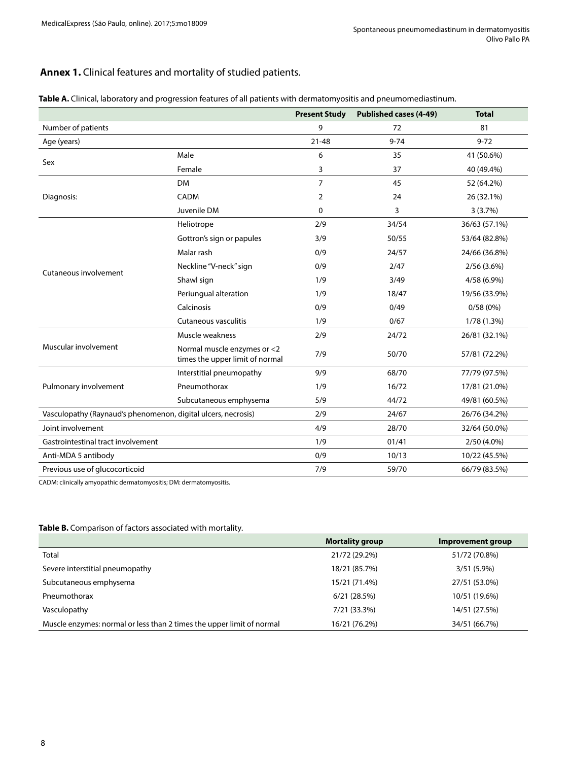## **Annex 1.** Clinical features and mortality of studied patients.

**Table A.** Clinical, laboratory and progression features of all patients with dermatomyositis and pneumomediastinum.

| | | Present Study | Published cases (4-49) | Total |
|---|---|---|---|---|
| Number of patients | | 9 | 72 | 81 |
| Age (years) | | 21-48 | 9-74 | 9-72 |
| Sex | Male | 6 | 35 | 41 (50.6%) |
| | Female | 3 | 37 | 40 (49.4%) |
| Diagnosis: | DM | 7 | 45 | 52 (64.2%) |
| | CADM | 2 | 24 | 26 (32.1%) |
| | Juvenile DM | 0 | 3 | 3 (3.7%) |
| Cutaneous involvement | Heliotrope | 2/9 | 34/54 | 36/63 (57.1%) |
| | Gottron's sign or papules | 3/9 | 50/55 | 53/64 (82.8%) |
| | Malar rash | 0/9 | 24/57 | 24/66 (36.8%) |
| | Neckline "V-neck" sign | 0/9 | 2/47 | 2/56 (3.6%) |
| | Shawl sign | 1/9 | 3/49 | 4/58 (6.9%) |
| | Periungual alteration | 1/9 | 18/47 | 19/56 (33.9%) |
| | Calcinosis | 0/9 | 0/49 | 0/58 (0%) |
| | Cutaneous vasculitis | 1/9 | 0/67 | 1/78 (1.3%) |
| Muscular involvement | Muscle weakness | 2/9 | 24/72 | 26/81 (32.1%) |
| | Normal muscle enzymes or <2 times the upper limit of normal | 7/9 | 50/70 | 57/81 (72.2%) |
| Pulmonary involvement | Interstitial pneumopathy | 9/9 | 68/70 | 77/79 (97.5%) |
| | Pneumothorax | 1/9 | 16/72 | 17/81 (21.0%) |
| | Subcutaneous emphysema | 5/9 | 44/72 | 49/81 (60.5%) |
| Vasculopathy (Raynaud's phenomenon, digital ulcers, necrosis) | | 2/9 | 24/67 | 26/76 (34.2%) |
| Joint involvement | | 4/9 | 28/70 | 32/64 (50.0%) |
| Gastrointestinal tract involvement | | 1/9 | 01/41 | 2/50 (4.0%) |
| Anti-MDA 5 antibody | | 0/9 | 10/13 | 10/22 (45.5%) |
| Previous use of glucocorticoid | | 7/9 | 59/70 | 66/79 (83.5%) |

CADM: clinically amyopathic dermatomyositis; DM: dermatomyositis.

**Table B.** Comparison of factors associated with mortality.

| | Mortality group | Improvement group |
|---|---|---|
| Total | 21/72 (29.2%) | 51/72 (70.8%) |
| Severe interstitial pneumopathy | 18/21 (85.7%) | 3/51 (5.9%) |
| Subcutaneous emphysema | 15/21 (71.4%) | 27/51 (53.0%) |
| Pneumothorax | 6/21 (28.5%) | 10/51 (19.6%) |
| Vasculopathy | 7/21 (33.3%) | 14/51 (27.5%) |
| Muscle enzymes: normal or less than 2 times the upper limit of normal | 16/21 (76.2%) | 34/51 (66.7%) |